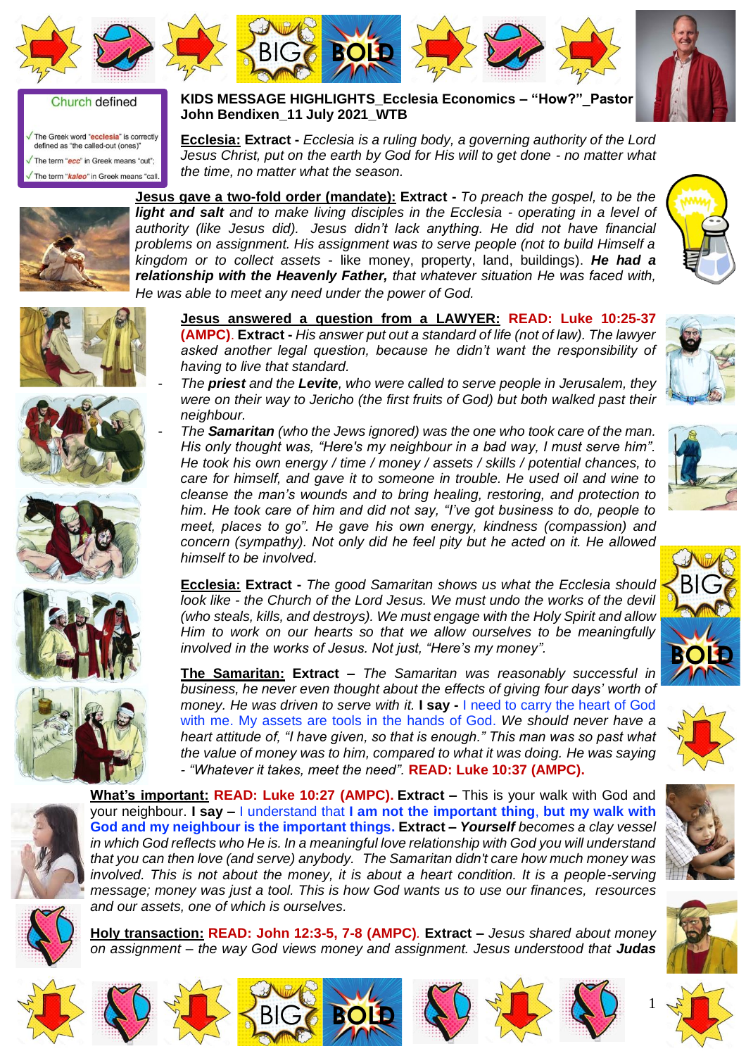Church defined

√ The Greek word "ecclesia" is correctly defined as "the called-out (ones)"

√ The term "ecc" in Greek means "out";

√ The term "kaleo" in Greek means "call.

**KIDS MESSAGE HIGHLIGHTS_Ecclesia Economics – "How?"_Pastor John Bendixen_11 July 2021_WTB**

**Ecclesia: Extract -** *Ecclesia is a ruling body, a governing authority of the Lord Jesus Christ, put on the earth by God for His will to get done - no matter what the time, no matter what the season.*

**Jesus gave a two-fold order (mandate): Extract -** *To preach the gospel, to be the **light and salt** and to make living disciples in the Ecclesia - operating in a level of authority (like Jesus did). Jesus didn't lack anything. He did not have financial problems on assignment. His assignment was to serve people (not to build Himself a kingdom or to collect assets - like money, property, land, buildings). **He had a relationship with the Heavenly Father,** that whatever situation He was faced with, He was able to meet any need under the power of God.*

**Jesus answered a question from a LAWYER: READ: Luke 10:25-37 (AMPC). Extract -** *His answer put out a standard of life (not of law). The lawyer asked another legal question, because he didn't want the responsibility of having to live that standard.*

- *The **priest** and the **Levite**, who were called to serve people in Jerusalem, they were on their way to Jericho (the first fruits of God) but both walked past their neighbour.*
- *The **Samaritan** (who the Jews ignored) was the one who took care of the man. His only thought was, "Here's my neighbour in a bad way, I must serve him". He took his own energy / time / money / assets / skills / potential chances, to care for himself, and gave it to someone in trouble. He used oil and wine to cleanse the man's wounds and to bring healing, restoring, and protection to him. He took care of him and did not say, "I've got business to do, people to meet, places to go". He gave his own energy, kindness (compassion) and concern (sympathy). Not only did he feel pity but he acted on it. He allowed himself to be involved.*

**Ecclesia: Extract -** *The good Samaritan shows us what the Ecclesia should look like - the Church of the Lord Jesus. We must undo the works of the devil (who steals, kills, and destroys). We must engage with the Holy Spirit and allow Him to work on our hearts so that we allow ourselves to be meaningfully involved in the works of Jesus. Not just, "Here's my money".*

**The Samaritan: Extract –** *The Samaritan was reasonably successful in business, he never even thought about the effects of giving four days' worth of money. He was driven to serve with it.* **I say -** I need to carry the heart of God with me. My assets are tools in the hands of God. *We should never have a heart attitude of, "I have given, so that is enough." This man was so past what the value of money was to him, compared to what it was doing. He was saying - "Whatever it takes, meet the need".* **READ: Luke 10:37 (AMPC).**

**What's important: READ: Luke 10:27 (AMPC). Extract –** This is your walk with God and your neighbour. **I say –** I understand that **I am not the important thing**, **but my walk with God and my neighbour is the important things. Extract –** ***Yourself*** *becomes a clay vessel in which God reflects who He is. In a meaningful love relationship with God you will understand that you can then love (and serve) anybody. The Samaritan didn't care how much money was involved. This is not about the money, it is about a heart condition. It is a people-serving message; money was just a tool. This is how God wants us to use our finances, resources and our assets, one of which is ourselves.*

**Holy transaction: READ: John 12:3-5, 7-8 (AMPC). Extract –** *Jesus shared about money on assignment – the way God views money and assignment. Jesus understood that **Judas***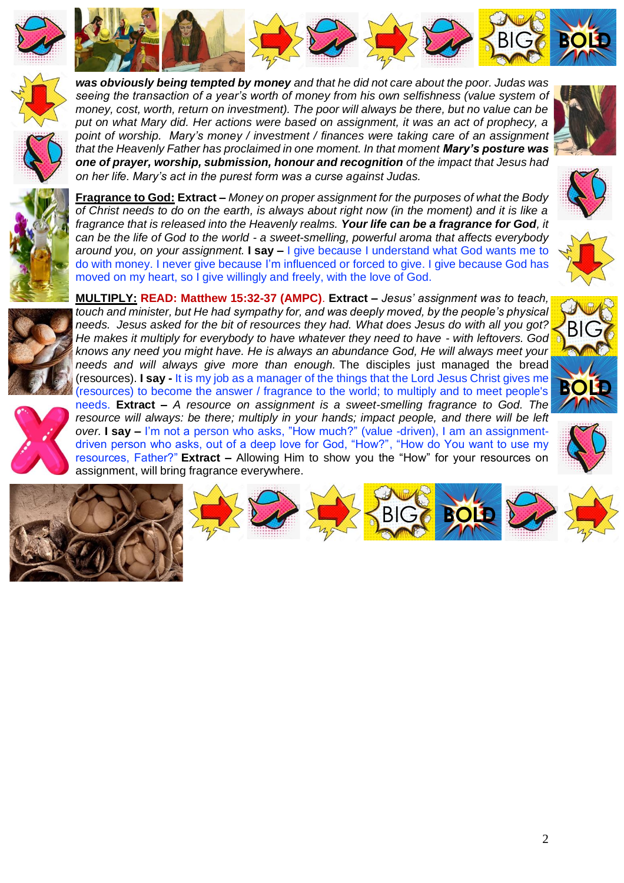***was obviously being tempted by money*** *and that he did not care about the poor. Judas was seeing the transaction of a year's worth of money from his own selfishness (value system of money, cost, worth, return on investment). The poor will always be there, but no value can be put on what Mary did. Her actions were based on assignment, it was an act of prophecy, a point of worship. Mary's money / investment / finances were taking care of an assignment that the Heavenly Father has proclaimed in one moment. In that moment* ***Mary's posture was one of prayer, worship, submission, honour and recognition*** *of the impact that Jesus had on her life. Mary's act in the purest form was a curse against Judas.*

**Fragrance to God:** **Extract –** *Money on proper assignment for the purposes of what the Body of Christ needs to do on the earth, is always about right now (in the moment) and it is like a fragrance that is released into the Heavenly realms.* ***Your life can be a fragrance for God****, it can be the life of God to the world - a sweet-smelling, powerful aroma that affects everybody around you, on your assignment.* **I say –** I give because I understand what God wants me to do with money. I never give because I'm influenced or forced to give. I give because God has moved on my heart, so I give willingly and freely, with the love of God.

**MULTIPLY:** **READ: Matthew 15:32-37 (AMPC).** **Extract –** *Jesus' assignment was to teach, touch and minister, but He had sympathy for, and was deeply moved, by the people's physical needs. Jesus asked for the bit of resources they had. What does Jesus do with all you got? He makes it multiply for everybody to have whatever they need to have - with leftovers. God knows any need you might have. He is always an abundance God, He will always meet your needs and will always give more than enough.* The disciples just managed the bread (resources). **I say -** It is my job as a manager of the things that the Lord Jesus Christ gives me (resources) to become the answer / fragrance to the world; to multiply and to meet people's needs. **Extract –** *A resource on assignment is a sweet-smelling fragrance to God. The resource will always: be there; multiply in your hands; impact people, and there will be left over.* **I say –** I'm not a person who asks, "How much?" (value -driven), I am an assignment-driven person who asks, out of a deep love for God, "How?", "How do You want to use my resources, Father?" **Extract –** Allowing Him to show you the "How" for your resources on assignment, will bring fragrance everywhere.